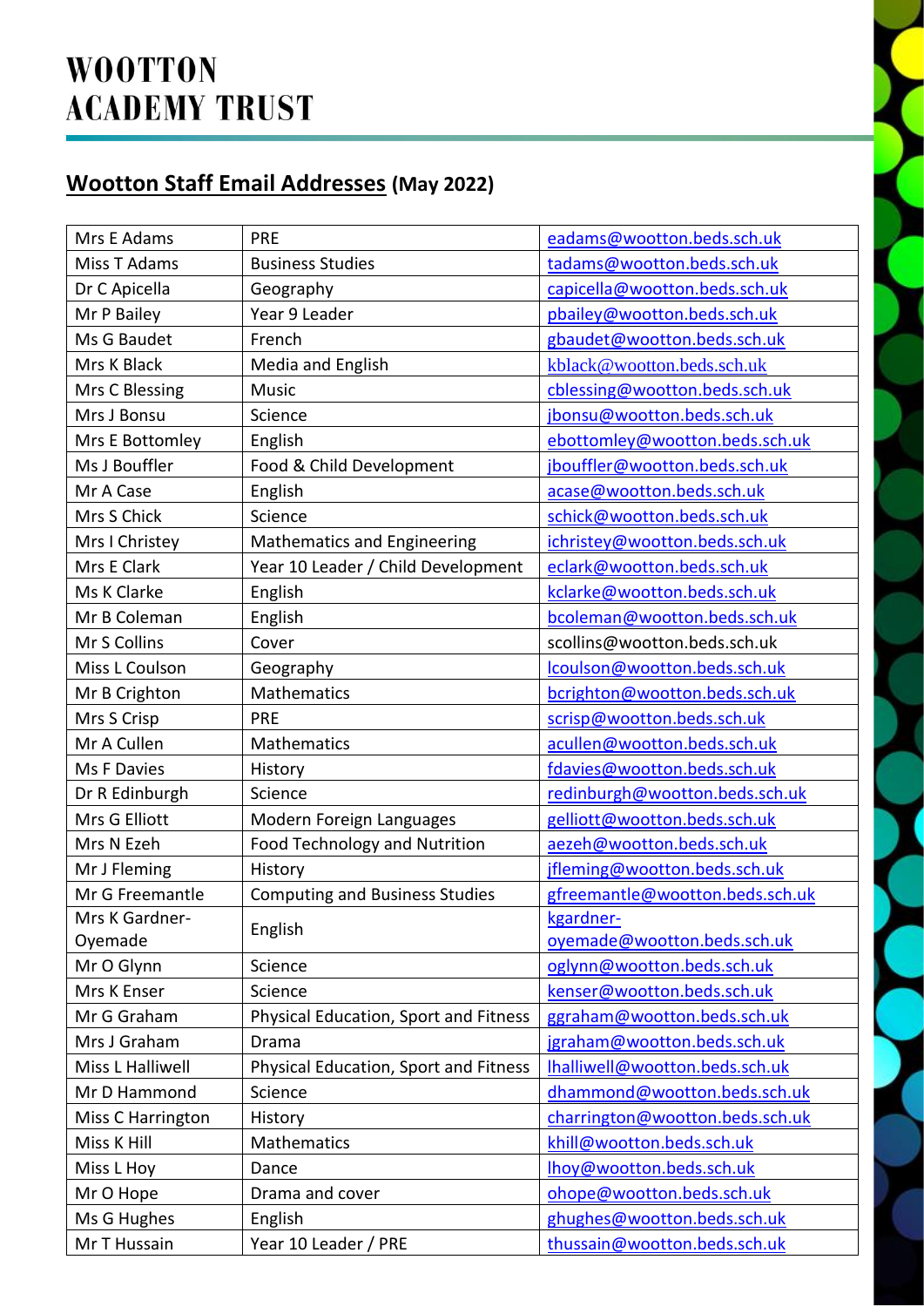# WOOTTON ACADEMY TRUST

## Wootton Staff Email Addresses (May 2022)

| | | |
|---|---|---|
| Mrs E Adams | PRE | eadams@wootton.beds.sch.uk |
| Miss T Adams | Business Studies | tadams@wootton.beds.sch.uk |
| Dr C Apicella | Geography | capicella@wootton.beds.sch.uk |
| Mr P Bailey | Year 9 Leader | pbailey@wootton.beds.sch.uk |
| Ms G Baudet | French | gbaudet@wootton.beds.sch.uk |
| Mrs K Black | Media and English | kblack@wootton.beds.sch.uk |
| Mrs C Blessing | Music | cblessing@wootton.beds.sch.uk |
| Mrs J Bonsu | Science | jbonsu@wootton.beds.sch.uk |
| Mrs E Bottomley | English | ebottomley@wootton.beds.sch.uk |
| Ms J Bouffler | Food & Child Development | jbouffler@wootton.beds.sch.uk |
| Mr A Case | English | acase@wootton.beds.sch.uk |
| Mrs S Chick | Science | schick@wootton.beds.sch.uk |
| Mrs I Christey | Mathematics and Engineering | ichristey@wootton.beds.sch.uk |
| Mrs E Clark | Year 10 Leader / Child Development | eclark@wootton.beds.sch.uk |
| Ms K Clarke | English | kclarke@wootton.beds.sch.uk |
| Mr B Coleman | English | bcoleman@wootton.beds.sch.uk |
| Mr S Collins | Cover | scollins@wootton.beds.sch.uk |
| Miss L Coulson | Geography | lcoulson@wootton.beds.sch.uk |
| Mr B Crighton | Mathematics | bcrighton@wootton.beds.sch.uk |
| Mrs S Crisp | PRE | scrisp@wootton.beds.sch.uk |
| Mr A Cullen | Mathematics | acullen@wootton.beds.sch.uk |
| Ms F Davies | History | fdavies@wootton.beds.sch.uk |
| Dr R Edinburgh | Science | redinburgh@wootton.beds.sch.uk |
| Mrs G Elliott | Modern Foreign Languages | gelliott@wootton.beds.sch.uk |
| Mrs N Ezeh | Food Technology and Nutrition | aezeh@wootton.beds.sch.uk |
| Mr J Fleming | History | jfleming@wootton.beds.sch.uk |
| Mr G Freemantle | Computing and Business Studies | gfreemantle@wootton.beds.sch.uk |
| Mrs K Gardner-Oyemade | English | kgardner-oyemade@wootton.beds.sch.uk |
| Mr O Glynn | Science | oglynn@wootton.beds.sch.uk |
| Mrs K Enser | Science | kenser@wootton.beds.sch.uk |
| Mr G Graham | Physical Education, Sport and Fitness | ggraham@wootton.beds.sch.uk |
| Mrs J Graham | Drama | jgraham@wootton.beds.sch.uk |
| Miss L Halliwell | Physical Education, Sport and Fitness | lhalliwell@wootton.beds.sch.uk |
| Mr D Hammond | Science | dhammond@wootton.beds.sch.uk |
| Miss C Harrington | History | charrington@wootton.beds.sch.uk |
| Miss K Hill | Mathematics | khill@wootton.beds.sch.uk |
| Miss L Hoy | Dance | lhoy@wootton.beds.sch.uk |
| Mr O Hope | Drama and cover | ohope@wootton.beds.sch.uk |
| Ms G Hughes | English | ghughes@wootton.beds.sch.uk |
| Mr T Hussain | Year 10 Leader / PRE | thussain@wootton.beds.sch.uk |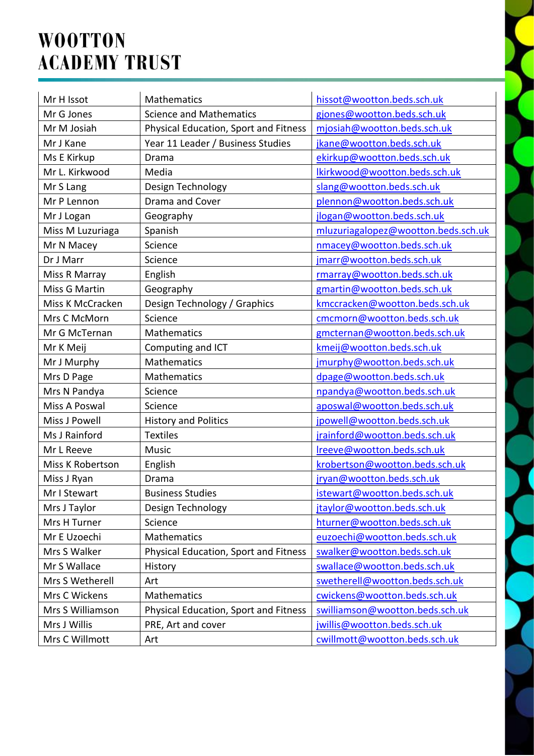# WOOTTON ACADEMY TRUST

| | | |
|---|---|---|
| Mr H Issot | Mathematics | hissot@wootton.beds.sch.uk |
| Mr G Jones | Science and Mathematics | gjones@wootton.beds.sch.uk |
| Mr M Josiah | Physical Education, Sport and Fitness | mjosiah@wootton.beds.sch.uk |
| Mr J Kane | Year 11 Leader / Business Studies | jkane@wootton.beds.sch.uk |
| Ms E Kirkup | Drama | ekirkup@wootton.beds.sch.uk |
| Mr L. Kirkwood | Media | lkirkwood@wootton.beds.sch.uk |
| Mr S Lang | Design Technology | slang@wootton.beds.sch.uk |
| Mr P Lennon | Drama and Cover | plennon@wootton.beds.sch.uk |
| Mr J Logan | Geography | jlogan@wootton.beds.sch.uk |
| Miss M Luzuriaga | Spanish | mluzuriagalopez@wootton.beds.sch.uk |
| Mr N Macey | Science | nmacey@wootton.beds.sch.uk |
| Dr J Marr | Science | jmarr@wootton.beds.sch.uk |
| Miss R Marray | English | rmarray@wootton.beds.sch.uk |
| Miss G Martin | Geography | gmartin@wootton.beds.sch.uk |
| Miss K McCracken | Design Technology / Graphics | kmccracken@wootton.beds.sch.uk |
| Mrs C McMorn | Science | cmcmorn@wootton.beds.sch.uk |
| Mr G McTernan | Mathematics | gmcternan@wootton.beds.sch.uk |
| Mr K Meij | Computing and ICT | kmeij@wootton.beds.sch.uk |
| Mr J Murphy | Mathematics | jmurphy@wootton.beds.sch.uk |
| Mrs D Page | Mathematics | dpage@wootton.beds.sch.uk |
| Mrs N Pandya | Science | npandya@wootton.beds.sch.uk |
| Miss A Poswal | Science | aposwal@wootton.beds.sch.uk |
| Miss J Powell | History and Politics | jpowell@wootton.beds.sch.uk |
| Ms J Rainford | Textiles | jrainford@wootton.beds.sch.uk |
| Mr L Reeve | Music | lreeve@wootton.beds.sch.uk |
| Miss K Robertson | English | krobertson@wootton.beds.sch.uk |
| Miss J Ryan | Drama | jryan@wootton.beds.sch.uk |
| Mr I Stewart | Business Studies | istewart@wootton.beds.sch.uk |
| Mrs J Taylor | Design Technology | jtaylor@wootton.beds.sch.uk |
| Mrs H Turner | Science | hturner@wootton.beds.sch.uk |
| Mr E Uzoechi | Mathematics | euzoechi@wootton.beds.sch.uk |
| Mrs S Walker | Physical Education, Sport and Fitness | swalker@wootton.beds.sch.uk |
| Mr S Wallace | History | swallace@wootton.beds.sch.uk |
| Mrs S Wetherell | Art | swetherell@wootton.beds.sch.uk |
| Mrs C Wickens | Mathematics | cwickens@wootton.beds.sch.uk |
| Mrs S Williamson | Physical Education, Sport and Fitness | swilliamson@wootton.beds.sch.uk |
| Mrs J Willis | PRE, Art and cover | jwillis@wootton.beds.sch.uk |
| Mrs C Willmott | Art | cwillmott@wootton.beds.sch.uk |